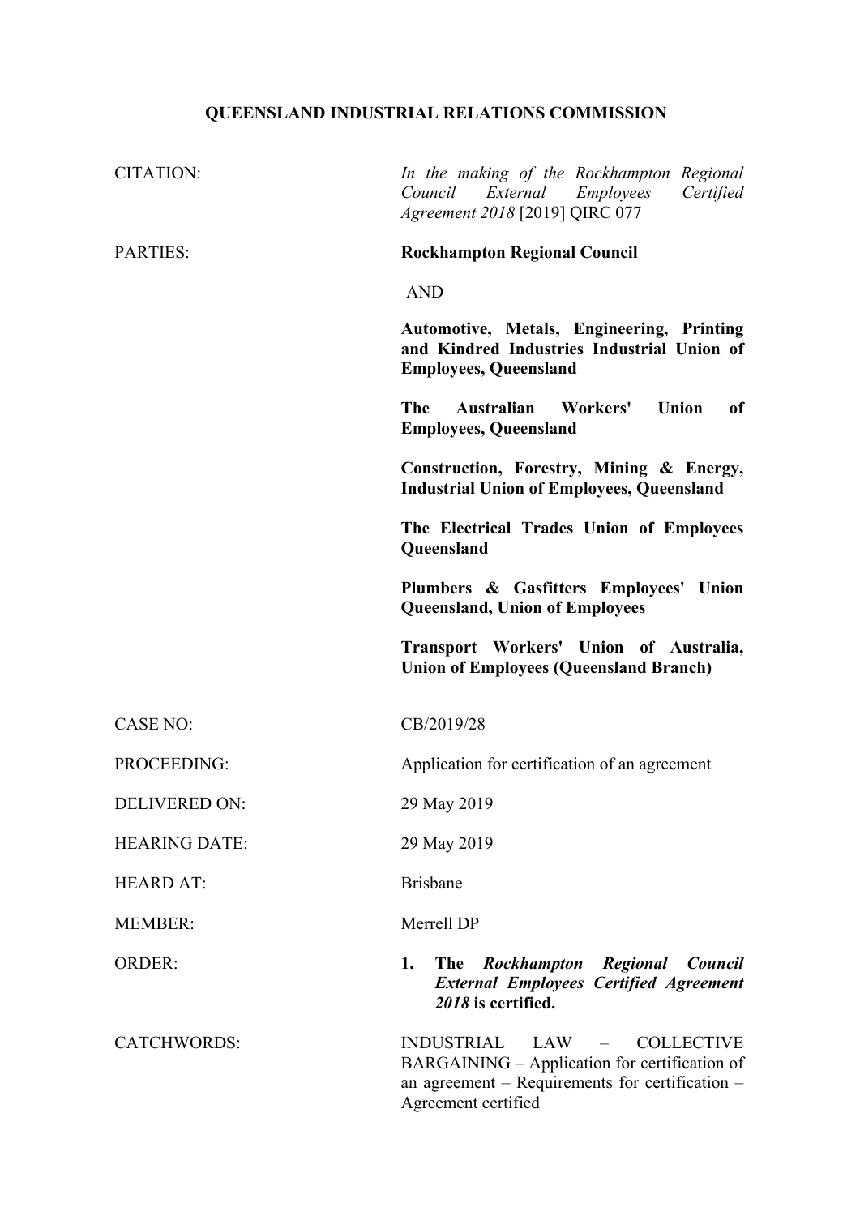# QUEENSLAND INDUSTRIAL RELATIONS COMMISSION

| | |
|---|---|
| CITATION: | *In the making of the Rockhampton Regional Council External Employees Certified Agreement 2018* [2019] QIRC 077 |
| PARTIES: | **Rockhampton Regional Council** |
| | AND |
| | **Automotive, Metals, Engineering, Printing and Kindred Industries Industrial Union of Employees, Queensland** |
| | **The Australian Workers' Union of Employees, Queensland** |
| | **Construction, Forestry, Mining & Energy, Industrial Union of Employees, Queensland** |
| | **The Electrical Trades Union of Employees Queensland** |
| | **Plumbers & Gasfitters Employees' Union Queensland, Union of Employees** |
| | **Transport Workers' Union of Australia, Union of Employees (Queensland Branch)** |
| CASE NO: | CB/2019/28 |
| PROCEEDING: | Application for certification of an agreement |
| DELIVERED ON: | 29 May 2019 |
| HEARING DATE: | 29 May 2019 |
| HEARD AT: | Brisbane |
| MEMBER: | Merrell DP |
| ORDER: | **1. The *Rockhampton Regional Council External Employees Certified Agreement 2018* is certified.** |
| CATCHWORDS: | INDUSTRIAL LAW – COLLECTIVE BARGAINING – Application for certification of an agreement – Requirements for certification – Agreement certified |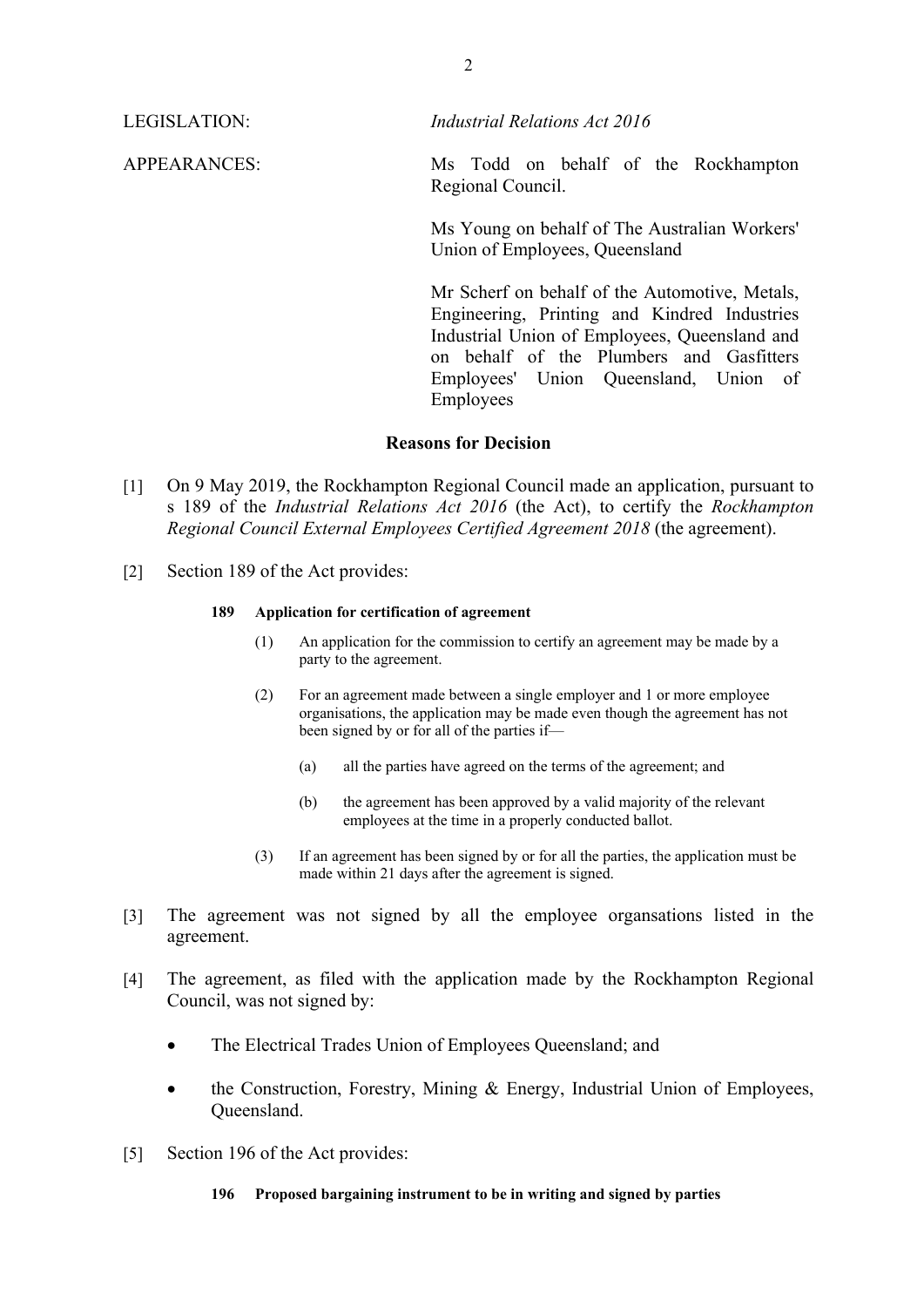LEGISLATION: *Industrial Relations Act 2016*

APPEARANCES: Ms Todd on behalf of the Rockhampton Regional Council.

Ms Young on behalf of The Australian Workers' Union of Employees, Queensland

Mr Scherf on behalf of the Automotive, Metals, Engineering, Printing and Kindred Industries Industrial Union of Employees, Queensland and on behalf of the Plumbers and Gasfitters Employees' Union Queensland, Union of Employees

## Reasons for Decision

[1] On 9 May 2019, the Rockhampton Regional Council made an application, pursuant to s 189 of the *Industrial Relations Act 2016* (the Act), to certify the *Rockhampton Regional Council External Employees Certified Agreement 2018* (the agreement).

[2] Section 189 of the Act provides:

> **189 Application for certification of agreement**
>
> (1) An application for the commission to certify an agreement may be made by a party to the agreement.
>
> (2) For an agreement made between a single employer and 1 or more employee organisations, the application may be made even though the agreement has not been signed by or for all of the parties if—
>
> (a) all the parties have agreed on the terms of the agreement; and
>
> (b) the agreement has been approved by a valid majority of the relevant employees at the time in a properly conducted ballot.
>
> (3) If an agreement has been signed by or for all the parties, the application must be made within 21 days after the agreement is signed.

[3] The agreement was not signed by all the employee organsations listed in the agreement.

[4] The agreement, as filed with the application made by the Rockhampton Regional Council, was not signed by:

- The Electrical Trades Union of Employees Queensland; and
- the Construction, Forestry, Mining & Energy, Industrial Union of Employees, Queensland.

[5] Section 196 of the Act provides:

> **196 Proposed bargaining instrument to be in writing and signed by parties**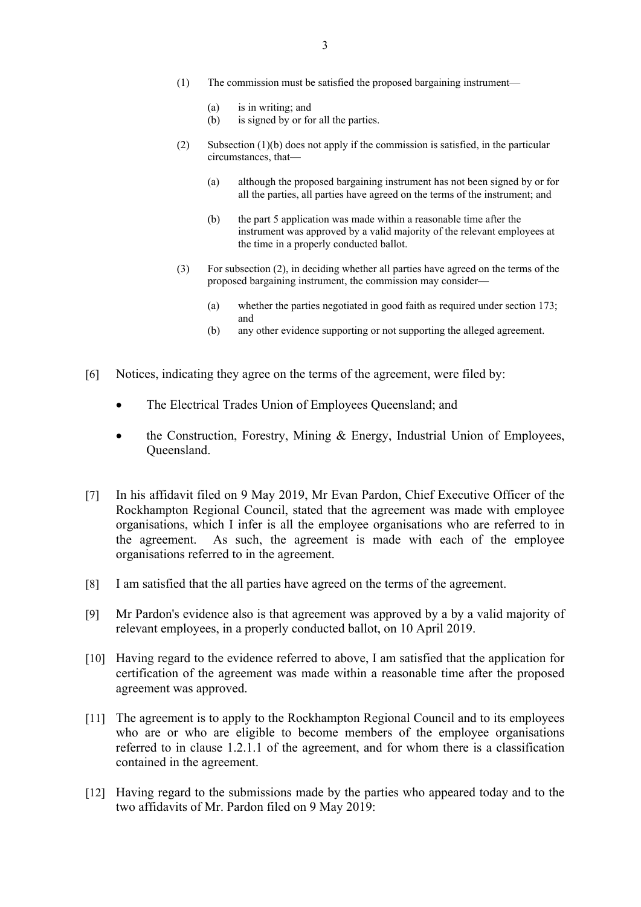(1) The commission must be satisfied the proposed bargaining instrument—

(a) is in writing; and
(b) is signed by or for all the parties.

(2) Subsection (1)(b) does not apply if the commission is satisfied, in the particular circumstances, that—

(a) although the proposed bargaining instrument has not been signed by or for all the parties, all parties have agreed on the terms of the instrument; and

(b) the part 5 application was made within a reasonable time after the instrument was approved by a valid majority of the relevant employees at the time in a properly conducted ballot.

(3) For subsection (2), in deciding whether all parties have agreed on the terms of the proposed bargaining instrument, the commission may consider—

(a) whether the parties negotiated in good faith as required under section 173; and
(b) any other evidence supporting or not supporting the alleged agreement.

[6] Notices, indicating they agree on the terms of the agreement, were filed by:

- The Electrical Trades Union of Employees Queensland; and
- the Construction, Forestry, Mining & Energy, Industrial Union of Employees, Queensland.

[7] In his affidavit filed on 9 May 2019, Mr Evan Pardon, Chief Executive Officer of the Rockhampton Regional Council, stated that the agreement was made with employee organisations, which I infer is all the employee organisations who are referred to in the agreement. As such, the agreement is made with each of the employee organisations referred to in the agreement.

[8] I am satisfied that the all parties have agreed on the terms of the agreement.

[9] Mr Pardon's evidence also is that agreement was approved by a by a valid majority of relevant employees, in a properly conducted ballot, on 10 April 2019.

[10] Having regard to the evidence referred to above, I am satisfied that the application for certification of the agreement was made within a reasonable time after the proposed agreement was approved.

[11] The agreement is to apply to the Rockhampton Regional Council and to its employees who are or who are eligible to become members of the employee organisations referred to in clause 1.2.1.1 of the agreement, and for whom there is a classification contained in the agreement.

[12] Having regard to the submissions made by the parties who appeared today and to the two affidavits of Mr. Pardon filed on 9 May 2019: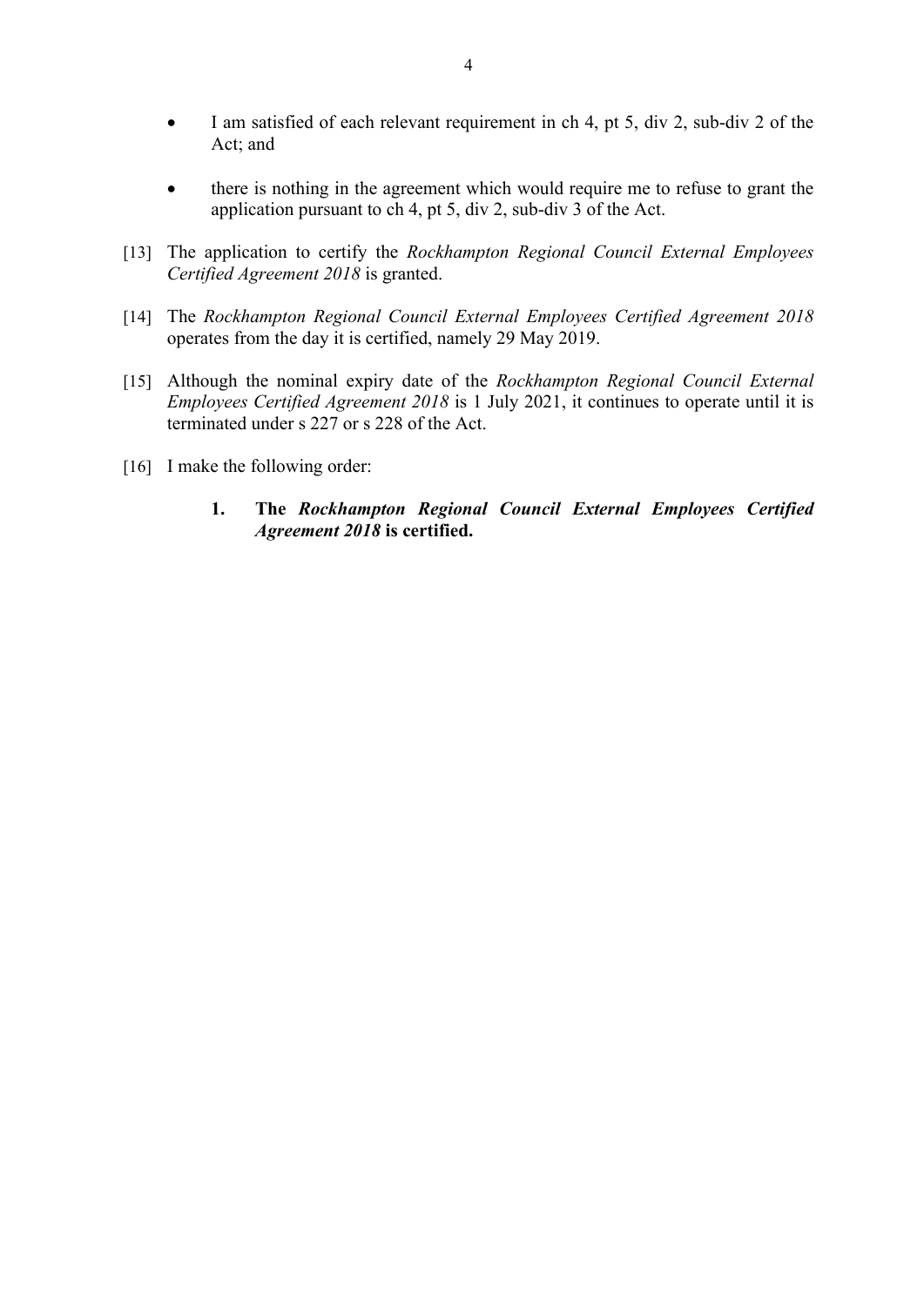- I am satisfied of each relevant requirement in ch 4, pt 5, div 2, sub-div 2 of the Act; and

- there is nothing in the agreement which would require me to refuse to grant the application pursuant to ch 4, pt 5, div 2, sub-div 3 of the Act.

[13] The application to certify the *Rockhampton Regional Council External Employees Certified Agreement 2018* is granted.

[14] The *Rockhampton Regional Council External Employees Certified Agreement 2018* operates from the day it is certified, namely 29 May 2019.

[15] Although the nominal expiry date of the *Rockhampton Regional Council External Employees Certified Agreement 2018* is 1 July 2021, it continues to operate until it is terminated under s 227 or s 228 of the Act.

[16] I make the following order:

> **1. The *Rockhampton Regional Council External Employees Certified Agreement 2018* is certified.**